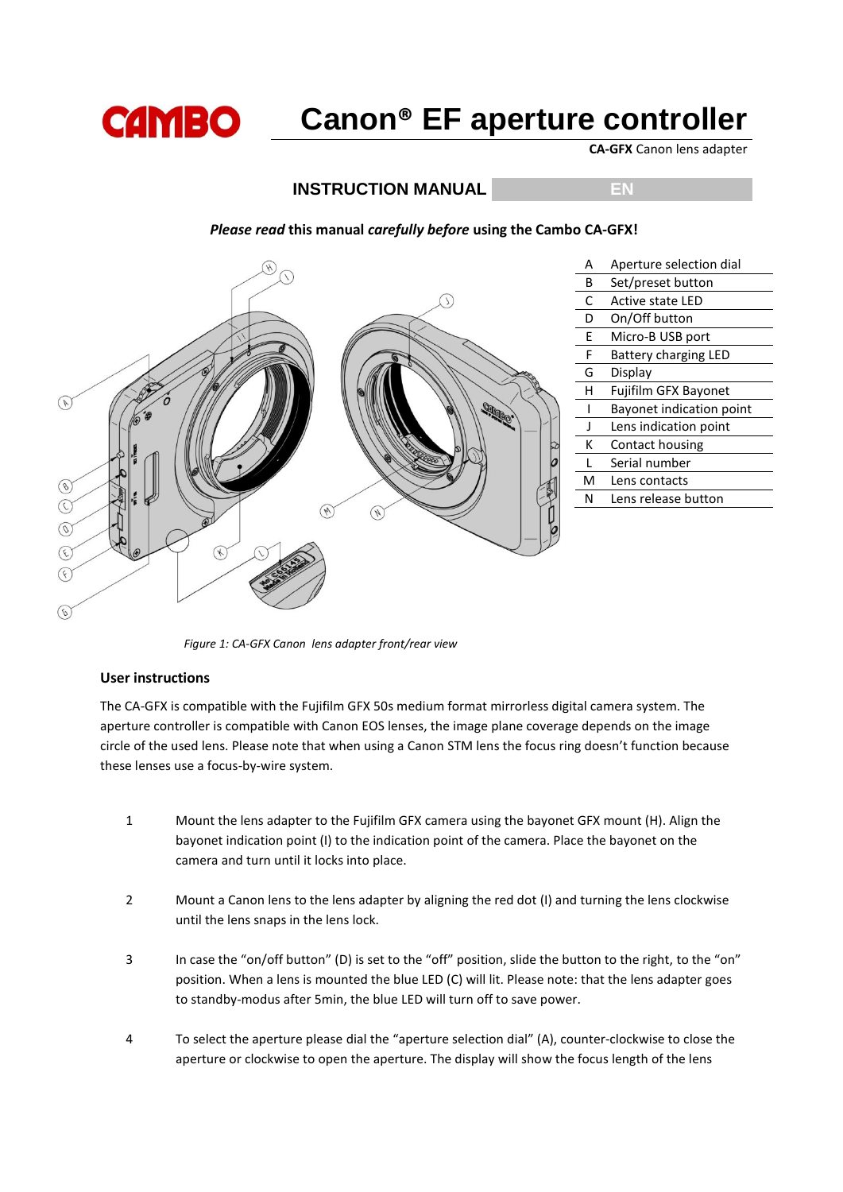# Canon® EF aperture controller

**CA-GFX** Canon lens adapter

## INSTRUCTION MANUAL EN

***Please read*** **this manual** ***carefully before*** **using the Cambo CA-GFX!**

| | |
|---|---|
| A | Aperture selection dial |
| B | Set/preset button |
| C | Active state LED |
| D | On/Off button |
| E | Micro-B USB port |
| F | Battery charging LED |
| G | Display |
| H | Fujifilm GFX Bayonet |
| I | Bayonet indication point |
| J | Lens indication point |
| K | Contact housing |
| L | Serial number |
| M | Lens contacts |
| N | Lens release button |

*Figure 1: CA-GFX Canon lens adapter front/rear view*

### User instructions

The CA-GFX is compatible with the Fujifilm GFX 50s medium format mirrorless digital camera system. The aperture controller is compatible with Canon EOS lenses, the image plane coverage depends on the image circle of the used lens. Please note that when using a Canon STM lens the focus ring doesn't function because these lenses use a focus-by-wire system.

1. Mount the lens adapter to the Fujifilm GFX camera using the bayonet GFX mount (H). Align the bayonet indication point (I) to the indication point of the camera. Place the bayonet on the camera and turn until it locks into place.

2. Mount a Canon lens to the lens adapter by aligning the red dot (I) and turning the lens clockwise until the lens snaps in the lens lock.

3. In case the "on/off button" (D) is set to the "off" position, slide the button to the right, to the "on" position. When a lens is mounted the blue LED (C) will lit. Please note: that the lens adapter goes to standby-modus after 5min, the blue LED will turn off to save power.

4. To select the aperture please dial the "aperture selection dial" (A), counter-clockwise to close the aperture or clockwise to open the aperture. The display will show the focus length of the lens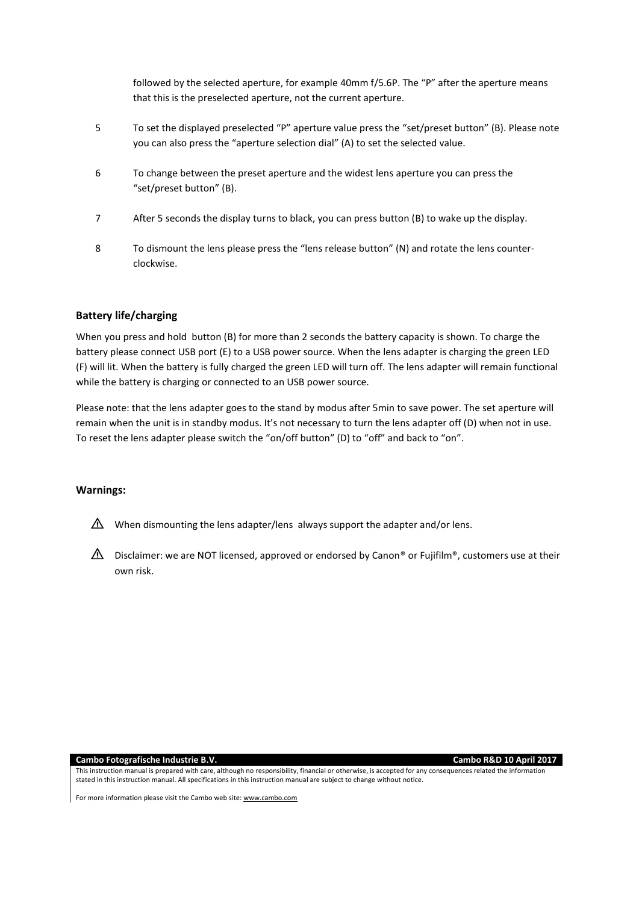followed by the selected aperture, for example 40mm f/5.6P. The “P” after the aperture means that this is the preselected aperture, not the current aperture.

5. To set the displayed preselected “P” aperture value press the “set/preset button” (B). Please note you can also press the “aperture selection dial” (A) to set the selected value.

6. To change between the preset aperture and the widest lens aperture you can press the “set/preset button” (B).

7. After 5 seconds the display turns to black, you can press button (B) to wake up the display.

8. To dismount the lens please press the “lens release button” (N) and rotate the lens counter-clockwise.

### Battery life/charging

When you press and hold button (B) for more than 2 seconds the battery capacity is shown. To charge the battery please connect USB port (E) to a USB power source. When the lens adapter is charging the green LED (F) will lit. When the battery is fully charged the green LED will turn off. The lens adapter will remain functional while the battery is charging or connected to an USB power source.

Please note: that the lens adapter goes to the stand by modus after 5min to save power. The set aperture will remain when the unit is in standby modus. It’s not necessary to turn the lens adapter off (D) when not in use. To reset the lens adapter please switch the “on/off button” (D) to “off” and back to “on”.

### Warnings:

⚠ When dismounting the lens adapter/lens always support the adapter and/or lens.

⚠ Disclaimer: we are NOT licensed, approved or endorsed by Canon® or Fujifilm®, customers use at their own risk.

**Cambo Fotografische Industrie B.V.** **Cambo R&D 10 April 2017**

This instruction manual is prepared with care, although no responsibility, financial or otherwise, is accepted for any consequences related the information stated in this instruction manual. All specifications in this instruction manual are subject to change without notice.

For more information please visit the Cambo web site: www.cambo.com